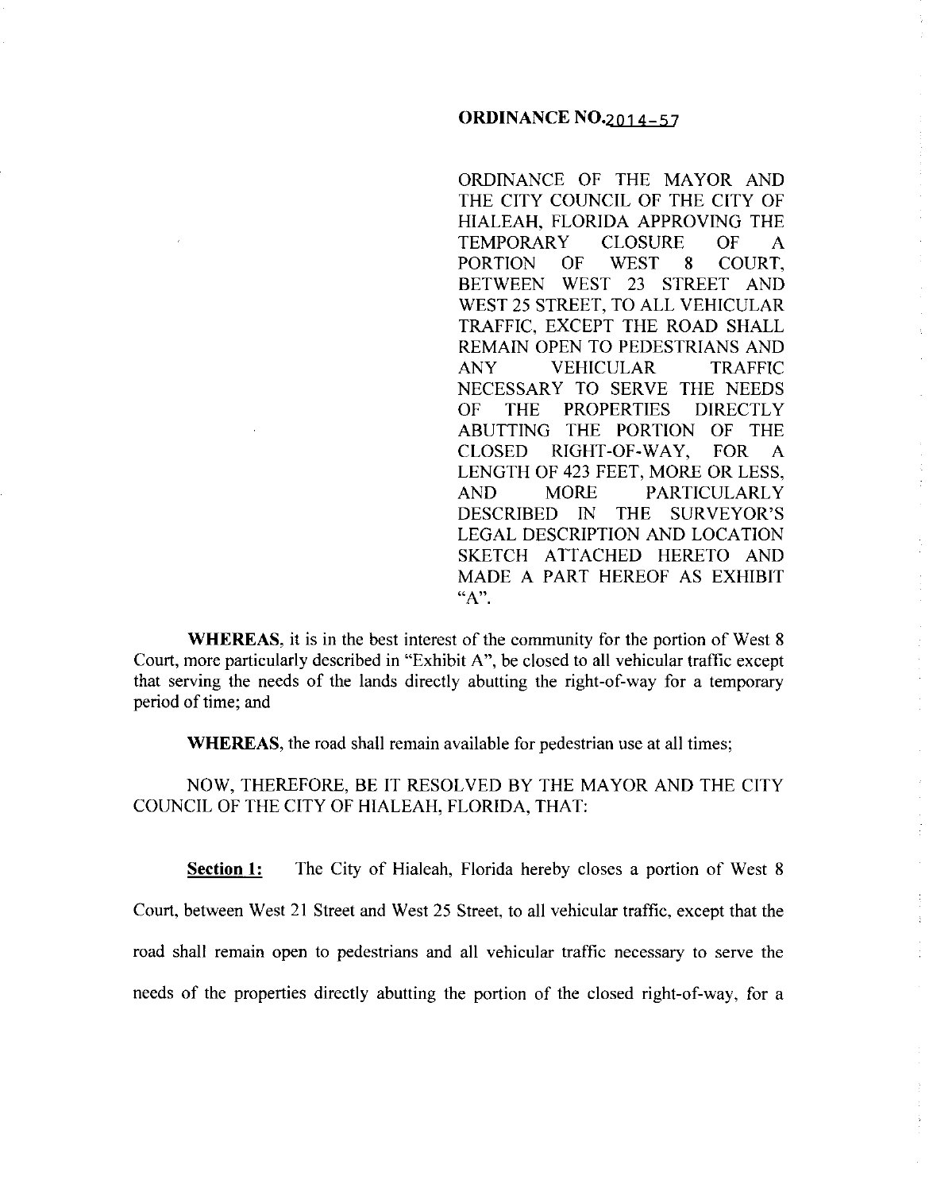**ORDINANCE NO.2014-57**

ORDINANCE OF THE MAYOR AND THE CITY COUNCIL OF THE CITY OF HIALEAH, FLORIDA APPROVING THE TEMPORARY CLOSURE OF A PORTION OF WEST 8 COURT, BETWEEN WEST 23 STREET AND WEST 25 STREET, TO ALL VEHICULAR TRAFFIC, EXCEPT THE ROAD SHALL REMAIN OPEN TO PEDESTRIANS AND ANY VEHICULAR TRAFFIC NECESSARY TO SERVE THE NEEDS OF THE PROPERTIES DIRECTLY ABUTTING THE PORTION OF THE CLOSED RIGHT-OF-WAY, FOR A LENGTH OF 423 FEET, MORE OR LESS, AND MORE PARTICULARLY DESCRIBED IN THE SURVEYOR'S LEGAL DESCRIPTION AND LOCATION SKETCH ATTACHED HERETO AND MADE A PART HEREOF AS EXHIBIT "A".

**WHEREAS**, it is in the best interest of the community for the portion of West 8 Court, more particularly described in "Exhibit A", be closed to all vehicular traffic except that serving the needs of the lands directly abutting the right-of-way for a temporary period of time; and

**WHEREAS**, the road shall remain available for pedestrian use at all times;

NOW, THEREFORE, BE IT RESOLVED BY THE MAYOR AND THE CITY COUNCIL OF THE CITY OF HIALEAH, FLORIDA, THAT:

**Section 1:** The City of Hialeah, Florida hereby closes a portion of West 8 Court, between West 21 Street and West 25 Street, to all vehicular traffic, except that the road shall remain open to pedestrians and all vehicular traffic necessary to serve the needs of the properties directly abutting the portion of the closed right-of-way, for a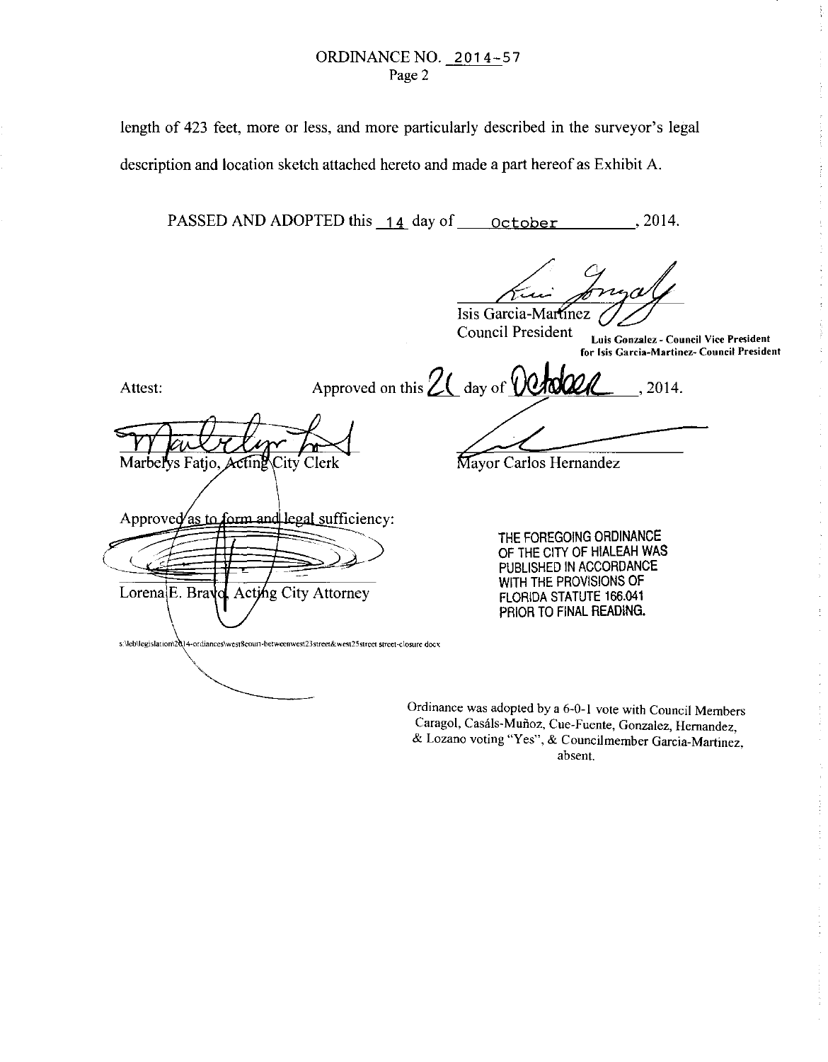ORDINANCE NO. 2014-57

length of 423 feet, more or less, and more particularly described in the surveyor's legal description and location sketch attached hereto and made a part hereof as Exhibit A.

PASSED AND ADOPTED this 14 day of October, 2014.

Isis Garcia-Martinez
Council President

**Luis Gonzalez - Council Vice President for Isis Garcia-Martinez- Council President**

Attest:

Approved on this 21 day of October, 2014.

Marbelys Fatjo, Acting City Clerk

Mayor Carlos Hernandez

Approved as to form and legal sufficiency:

Lorena E. Bravo, Acting City Attorney

THE FOREGOING ORDINANCE OF THE CITY OF HIALEAH WAS PUBLISHED IN ACCORDANCE WITH THE PROVISIONS OF FLORIDA STATUTE 166.041 PRIOR TO FINAL READING.

s:\leb\legislation\2014-ordiances\west8court-betweenwest23street&west25street street-closure.docx

Ordinance was adopted by a 6-0-1 vote with Council Members Caragol, Casáls-Muñoz, Cue-Fuente, Gonzalez, Hernandez, & Lozano voting "Yes", & Councilmember Garcia-Martinez, absent.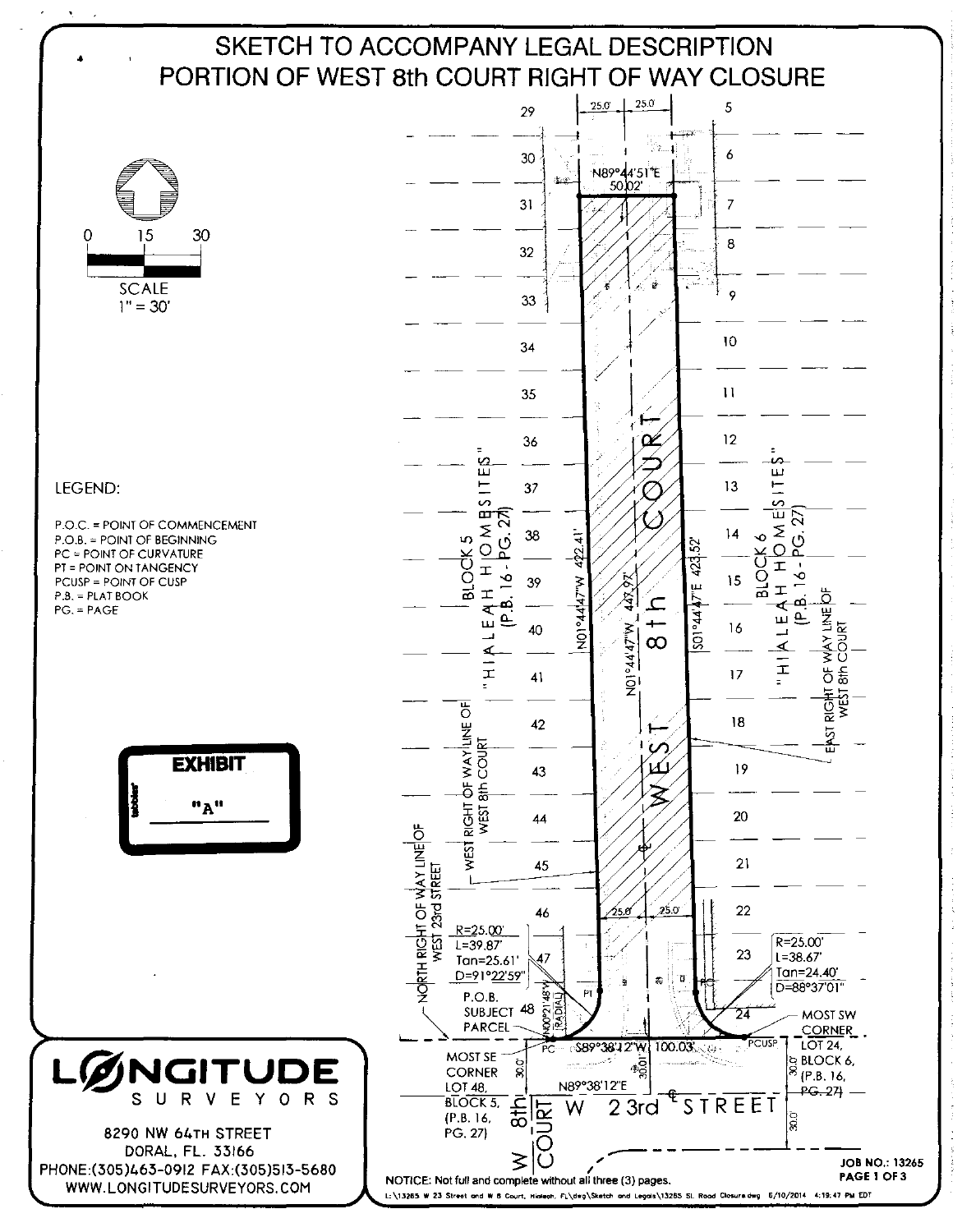# SKETCH TO ACCOMPANY LEGAL DESCRIPTION
# PORTION OF WEST 8th COURT RIGHT OF WAY CLOSURE

SCALE
1" = 30'

0 15 30

LEGEND:

P.O.C. = POINT OF COMMENCEMENT
P.O.B. = POINT OF BEGINNING
PC = POINT OF CURVATURE
PT = POINT ON TANGENCY
PCUSP = POINT OF CUSP
P.B. = PLAT BOOK
PG. = PAGE

EXHIBIT "A"

25.0' 25.0'

N89°44'51"E 50.02'

BLOCK 5 "HIALEAH HOMESITES" (P.B. 16 - PG. 27)

BLOCK 6 "HIALEAH HOMESITES" (P.B. 16 - PG. 27)

29 30 31 32 33 34 35 36 37 38 39 40 41 42 43 44 45 46 47 48

5 6 7 8 9 10 11 12 13 14 15 16 17 18 19 20 21 22 23 24

N01°44'47"W 422.41'

N01°44'47"W 447.97'

S01°44'47"E 423.52'

WEST 8th COURT

WEST RIGHT OF WAY LINE OF WEST 8th COURT

EAST RIGHT OF WAY LINE OF WEST 8th COURT

NORTH RIGHT OF WAY LINE OF WEST 23rd STREET

25.0' 25.0'

R=25.00'
L=39.87'
Tan=25.61'
D=91°22'59"

R=25.00'
L=38.67'
Tan=24.40'
D=88°37'01"

P.O.B. SUBJECT PARCEL

N00°21'48"W (RADIAL)

PT

PC

PCUSP

S89°38'12"W 100.03'

N89°38'12"E

30.0' 30.01' 30.0' 30.0'

MOST SE CORNER LOT 48, BLOCK 5, (P.B. 16, PG. 27)

MOST SW CORNER LOT 24, BLOCK 6, (P.B. 16, PG. 27)

W 23rd STREET

W 8th COURT

LONGITUDE SURVEYORS

8290 NW 64TH STREET
DORAL, FL. 33166
PHONE:(305)463-0912 FAX:(305)513-5680
WWW.LONGITUDESURVEYORS.COM

NOTICE: Not full and complete without all three (3) pages.

JOB NO.: 13265
PAGE 1 OF 3

L:\13265 W 23 Street and W 8 Court, Hialeah, FL\dwg\Sketch and Legals\13265 SL Road Closure.dwg 6/10/2014 4:19:47 PM EDT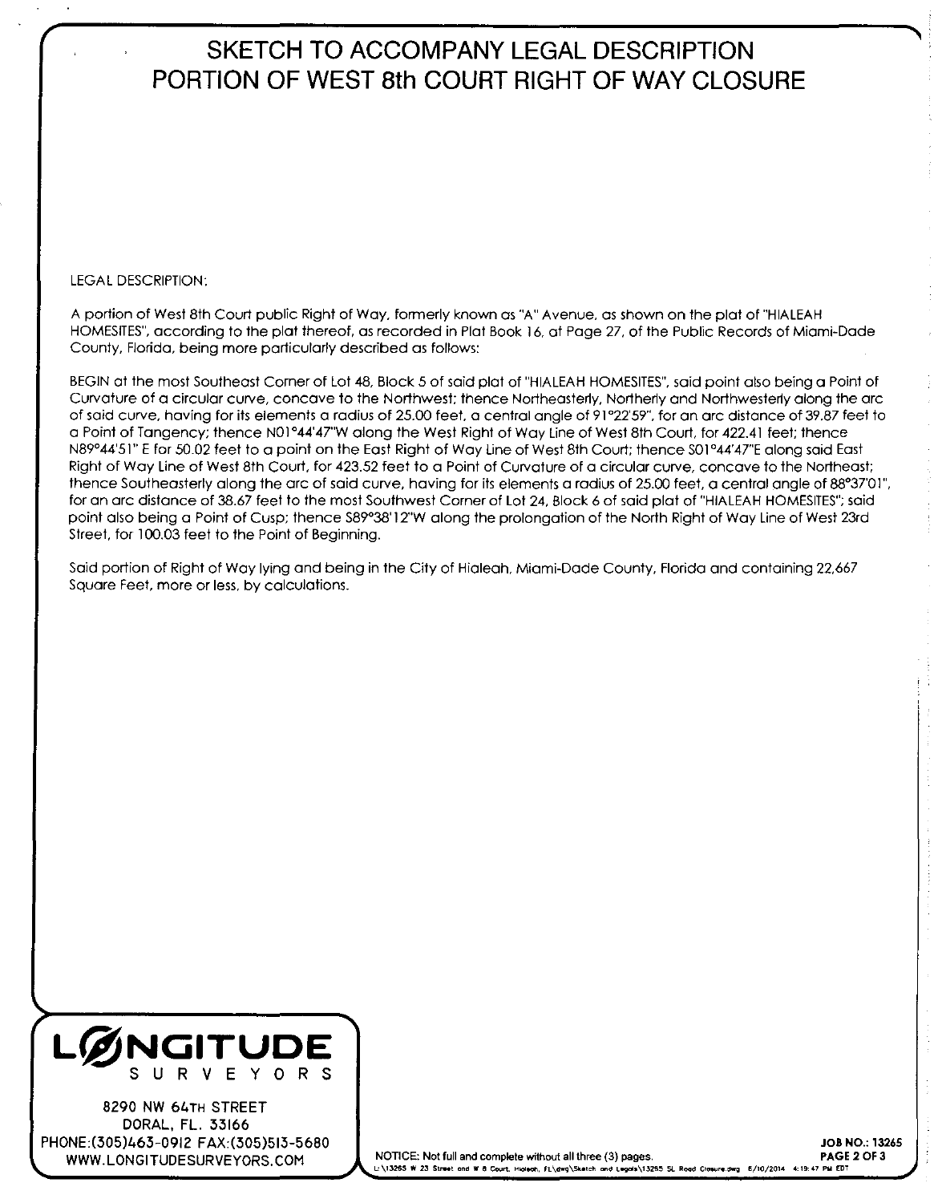# SKETCH TO ACCOMPANY LEGAL DESCRIPTION PORTION OF WEST 8th COURT RIGHT OF WAY CLOSURE

LEGAL DESCRIPTION:

A portion of West 8th Court public Right of Way, formerly known as "A" Avenue, as shown on the plat of "HIALEAH HOMESITES", according to the plat thereof, as recorded in Plat Book 16, at Page 27, of the Public Records of Miami-Dade County, Florida, being more particularly described as follows:

BEGIN at the most Southeast Corner of Lot 48, Block 5 of said plat of "HIALEAH HOMESITES", said point also being a Point of Curvature of a circular curve, concave to the Northwest; thence Northeasterly, Northerly and Northwesterly along the arc of said curve, having for its elements a radius of 25.00 feet, a central angle of 91°22'59", for an arc distance of 39.87 feet to a Point of Tangency; thence N01°44'47"W along the West Right of Way Line of West 8th Court, for 422.41 feet; thence N89°44'51" E for 50.02 feet to a point on the East Right of Way Line of West 8th Court; thence S01°44'47"E along said East Right of Way Line of West 8th Court, for 423.52 feet to a Point of Curvature of a circular curve, concave to the Northeast; thence Southeasterly along the arc of said curve, having for its elements a radius of 25.00 feet, a central angle of 88°37'01", for an arc distance of 38.67 feet to the most Southwest Corner of Lot 24, Block 6 of said plat of "HIALEAH HOMESITES"; said point also being a Point of Cusp; thence S89°38'12"W along the prolongation of the North Right of Way Line of West 23rd Street, for 100.03 feet to the Point of Beginning.

Said portion of Right of Way lying and being in the City of Hialeah, Miami-Dade County, Florida and containing 22,667 Square Feet, more or less, by calculations.

**LONGITUDE SURVEYORS**

8290 NW 64TH STREET
DORAL, FL. 33166
PHONE:(305)463-0912 FAX:(305)513-5680
WWW.LONGITUDESURVEYORS.COM

NOTICE: Not full and complete without all three (3) pages.

L:\13265 W 23 Street and W 8 Court, Hialeah, FL\dwg\Sketch and Legals\13265 SL Road Closure.dwg 6/10/2014 4:19:47 PM EDT

**JOB NO.: 13265**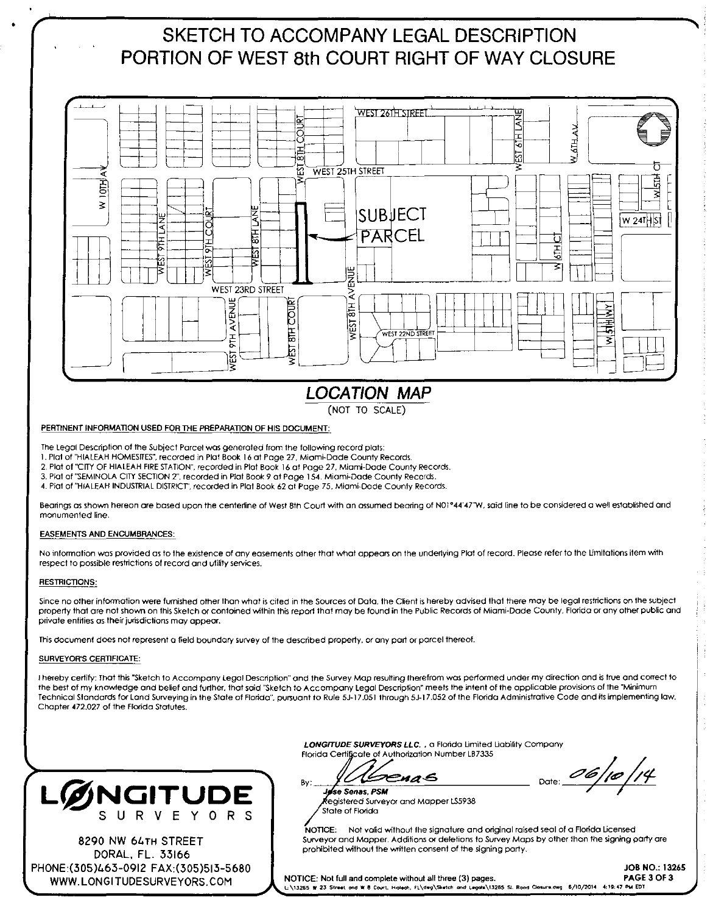# SKETCH TO ACCOMPANY LEGAL DESCRIPTION
# PORTION OF WEST 8th COURT RIGHT OF WAY CLOSURE

WEST 26TH STREET
WEST 8TH COURT
WEST 6TH LANE
W. 6TH AV.
W 10TH AV
WEST 25TH STREET
W 5TH CT
WEST 9TH LANE
WEST 9TH COURT
WEST 8TH LANE
SUBJECT PARCEL
W 24TH ST
W 6TH CT
WEST 23RD STREET
WEST 9TH AVENUE
WEST 8TH COURT
WEST 8TH AVENUE
WEST 22ND STREET
W 5TH WY

## LOCATION MAP

(NOT TO SCALE)

**PERTINENT INFORMATION USED FOR THE PREPARATION OF HIS DOCUMENT:**

The Legal Description of the Subject Parcel was generated from the following record plats:

1. Plat of "HIALEAH HOMESITES", recorded in Plat Book 16 at Page 27, Miami-Dade County Records.
2. Plat of "CITY OF HIALEAH FIRE STATION", recorded in Plat Book 16 at Page 27, Miami-Dade County Records.
3. Plat of "SEMINOLA CITY SECTION 2", recorded in Plat Book 9 at Page 154, Miami-Dade County Records.
4. Plat of "HIALEAH INDUSTRIAL DISTRICT", recorded in Plat Book 62 at Page 75, Miami-Dade County Records.

Bearings as shown hereon are based upon the centerline of West 8th Court with an assumed bearing of N01°44'47"W, said line to be considered a well established and monumented line.

**EASEMENTS AND ENCUMBRANCES:**

No information was provided as to the existence of any easements other that what appears on the underlying Plat of record. Please refer to the Limitations item with respect to possible restrictions of record and utility services.

**RESTRICTIONS:**

Since no other information were furnished other than what is cited in the Sources of Data, the Client is hereby advised that there may be legal restrictions on the subject property that are not shown on this Sketch or contained within this report that may be found in the Public Records of Miami-Dade County, Florida or any other public and private entities as their jurisdictions may appear.

This document does not represent a field boundary survey of the described property, or any part or parcel thereof.

**SURVEYOR'S CERTIFICATE:**

I hereby certify: That this "Sketch to Accompany Legal Description" and the Survey Map resulting therefrom was performed under my direction and is true and correct to the best of my knowledge and belief and further, that said "Sketch to Accompany Legal Description" meets the intent of the applicable provisions of the "Minimum Technical Standards for Land Surveying in the State of Florida", pursuant to Rule 5J-17.051 through 5J-17.052 of the Florida Administrative Code and its implementing law, Chapter 472.027 of the Florida Statutes.

***LONGITUDE SURVEYORS LLC.*** , a Florida Limited Liability Company
Florida Certificate of Authorization Number LB7335

By: ______________________ Date: 06/10/14

***Jose Senas, PSM***
Registered Surveyor and Mapper LS5938
State of Florida

NOTICE: Not valid without the signature and original raised seal of a Florida Licensed Surveyor and Mapper. Additions or deletions to Survey Maps by other than the signing party are prohibited without the written consent of the signing party.

**LONGITUDE SURVEYORS**

8290 NW 64TH STREET
DORAL, FL. 33166
PHONE:(305)463-0912 FAX:(305)513-5680
WWW.LONGITUDESURVEYORS.COM

NOTICE: Not full and complete without all three (3) pages.

**JOB NO.: 13265**
**PAGE 3 OF 3**

L:\13265 W 23 Street and W 8 Court, Hialeah, FL\dwg\Sketch and Legals\13265 SL Road Closure.dwg 6/10/2014 4:19:47 PM EDT